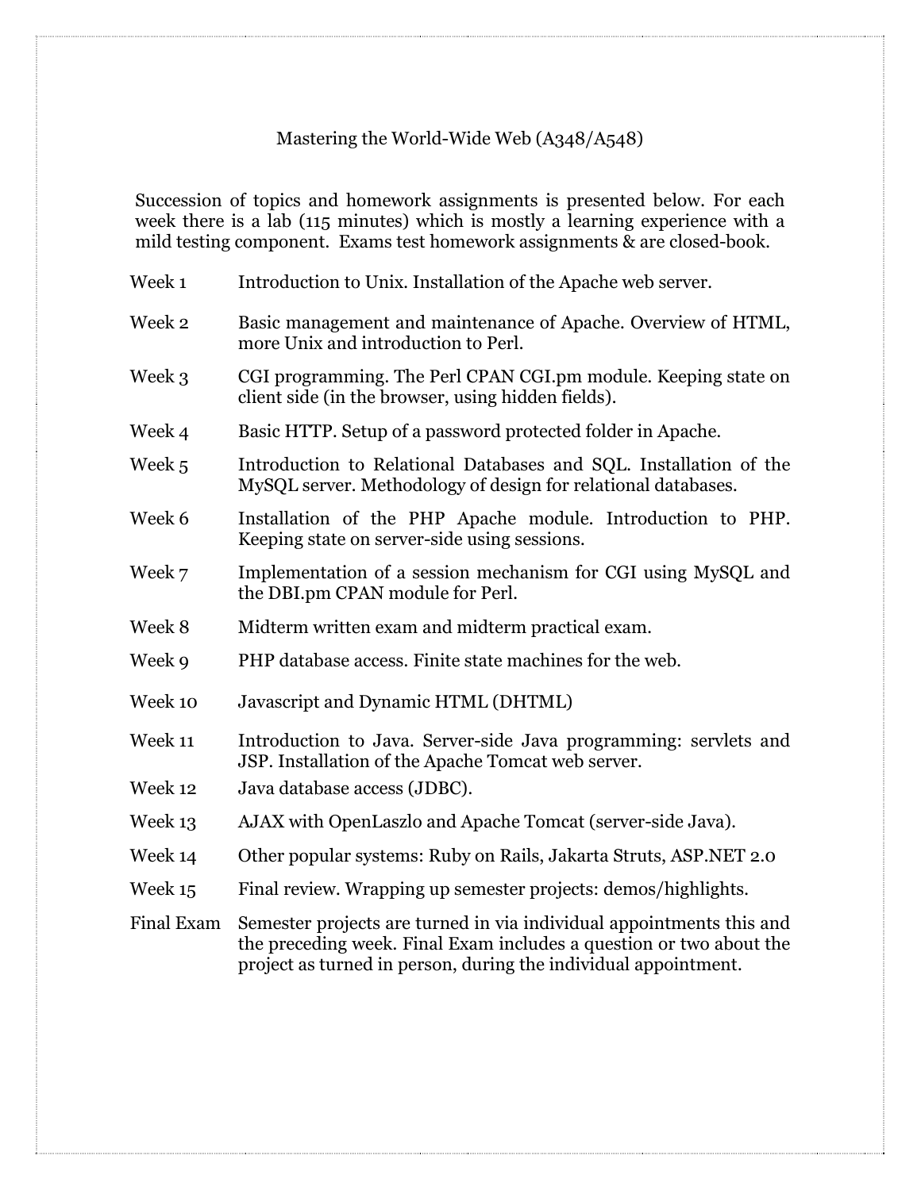# Mastering the World-Wide Web (A348/A548)

Succession of topics and homework assignments is presented below. For each week there is a lab (115 minutes) which is mostly a learning experience with a mild testing component. Exams test homework assignments & are closed-book.

| | |
|---|---|
| Week 1 | Introduction to Unix. Installation of the Apache web server. |
| Week 2 | Basic management and maintenance of Apache. Overview of HTML, more Unix and introduction to Perl. |
| Week 3 | CGI programming. The Perl CPAN CGI.pm module. Keeping state on client side (in the browser, using hidden fields). |
| Week 4 | Basic HTTP. Setup of a password protected folder in Apache. |
| Week 5 | Introduction to Relational Databases and SQL. Installation of the MySQL server. Methodology of design for relational databases. |
| Week 6 | Installation of the PHP Apache module. Introduction to PHP. Keeping state on server-side using sessions. |
| Week 7 | Implementation of a session mechanism for CGI using MySQL and the DBI.pm CPAN module for Perl. |
| Week 8 | Midterm written exam and midterm practical exam. |
| Week 9 | PHP database access. Finite state machines for the web. |
| Week 10 | Javascript and Dynamic HTML (DHTML) |
| Week 11 | Introduction to Java. Server-side Java programming: servlets and JSP. Installation of the Apache Tomcat web server. |
| Week 12 | Java database access (JDBC). |
| Week 13 | AJAX with OpenLaszlo and Apache Tomcat (server-side Java). |
| Week 14 | Other popular systems: Ruby on Rails, Jakarta Struts, ASP.NET 2.0 |
| Week 15 | Final review. Wrapping up semester projects: demos/highlights. |
| Final Exam | Semester projects are turned in via individual appointments this and the preceding week. Final Exam includes a question or two about the project as turned in person, during the individual appointment. |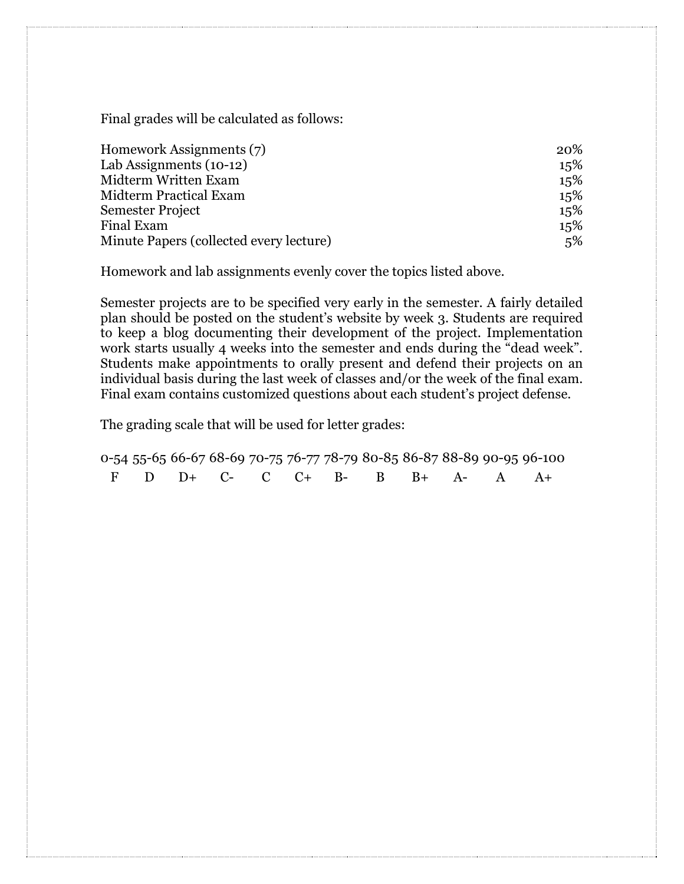Final grades will be calculated as follows:

| | |
|---|---|
| Homework Assignments (7) | 20% |
| Lab Assignments (10-12) | 15% |
| Midterm Written Exam | 15% |
| Midterm Practical Exam | 15% |
| Semester Project | 15% |
| Final Exam | 15% |
| Minute Papers (collected every lecture) | 5% |

Homework and lab assignments evenly cover the topics listed above.

Semester projects are to be specified very early in the semester. A fairly detailed plan should be posted on the student's website by week 3. Students are required to keep a blog documenting their development of the project. Implementation work starts usually 4 weeks into the semester and ends during the "dead week". Students make appointments to orally present and defend their projects on an individual basis during the last week of classes and/or the week of the final exam. Final exam contains customized questions about each student's project defense.

The grading scale that will be used for letter grades:

| | | | | | | | | | | | |
|---|---|---|---|---|---|---|---|---|---|---|---|
| 0-54 | 55-65 | 66-67 | 68-69 | 70-75 | 76-77 | 78-79 | 80-85 | 86-87 | 88-89 | 90-95 | 96-100 |
| F | D | D+ | C- | C | C+ | B- | B | B+ | A- | A | A+ |